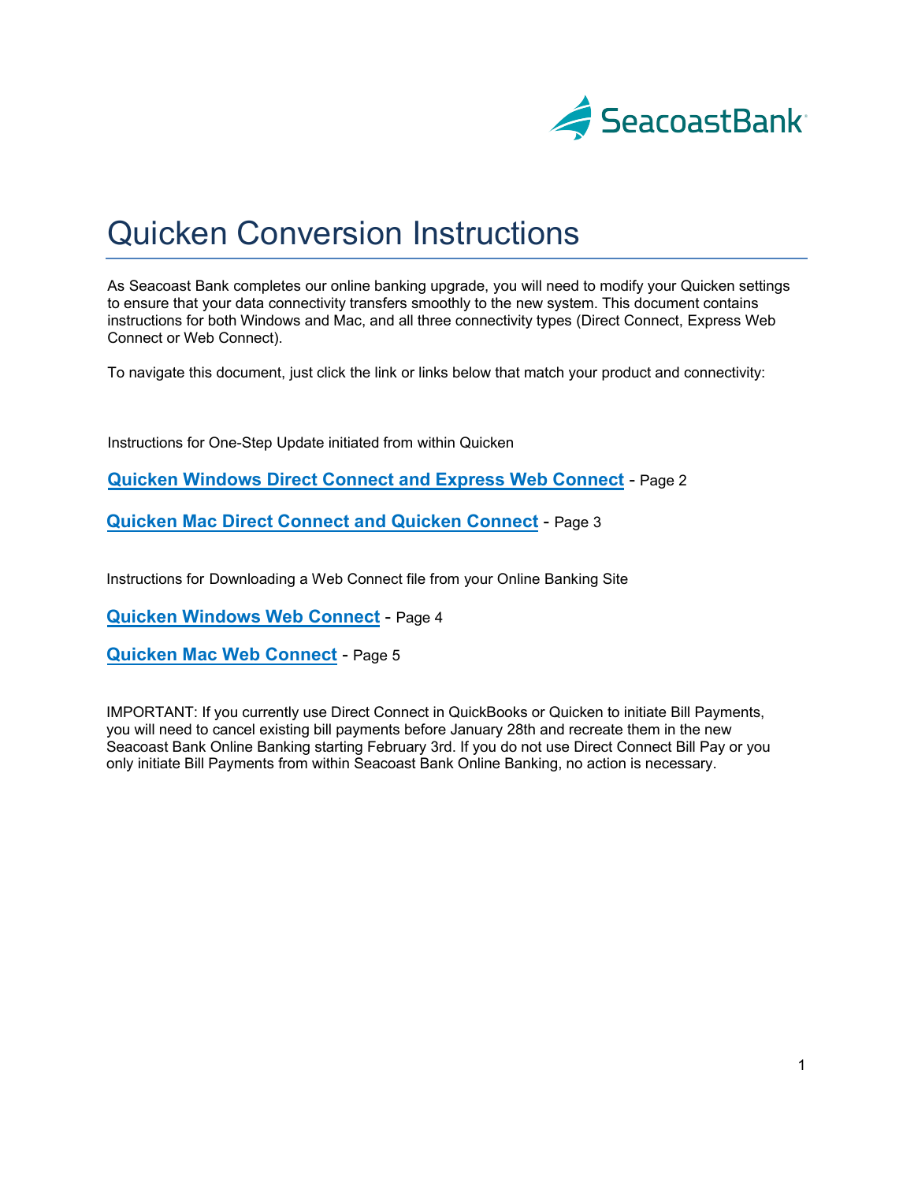SeacoastBank

# Quicken Conversion Instructions

As Seacoast Bank completes our online banking upgrade, you will need to modify your Quicken settings to ensure that your data connectivity transfers smoothly to the new system. This document contains instructions for both Windows and Mac, and all three connectivity types (Direct Connect, Express Web Connect or Web Connect).

To navigate this document, just click the link or links below that match your product and connectivity:

Instructions for One-Step Update initiated from within Quicken

**Quicken Windows Direct Connect and Express Web Connect** - Page 2

**Quicken Mac Direct Connect and Quicken Connect** - Page 3

Instructions for Downloading a Web Connect file from your Online Banking Site

**Quicken Windows Web Connect** - Page 4

**Quicken Mac Web Connect** - Page 5

IMPORTANT: If you currently use Direct Connect in QuickBooks or Quicken to initiate Bill Payments, you will need to cancel existing bill payments before January 28th and recreate them in the new Seacoast Bank Online Banking starting February 3rd. If you do not use Direct Connect Bill Pay or you only initiate Bill Payments from within Seacoast Bank Online Banking, no action is necessary.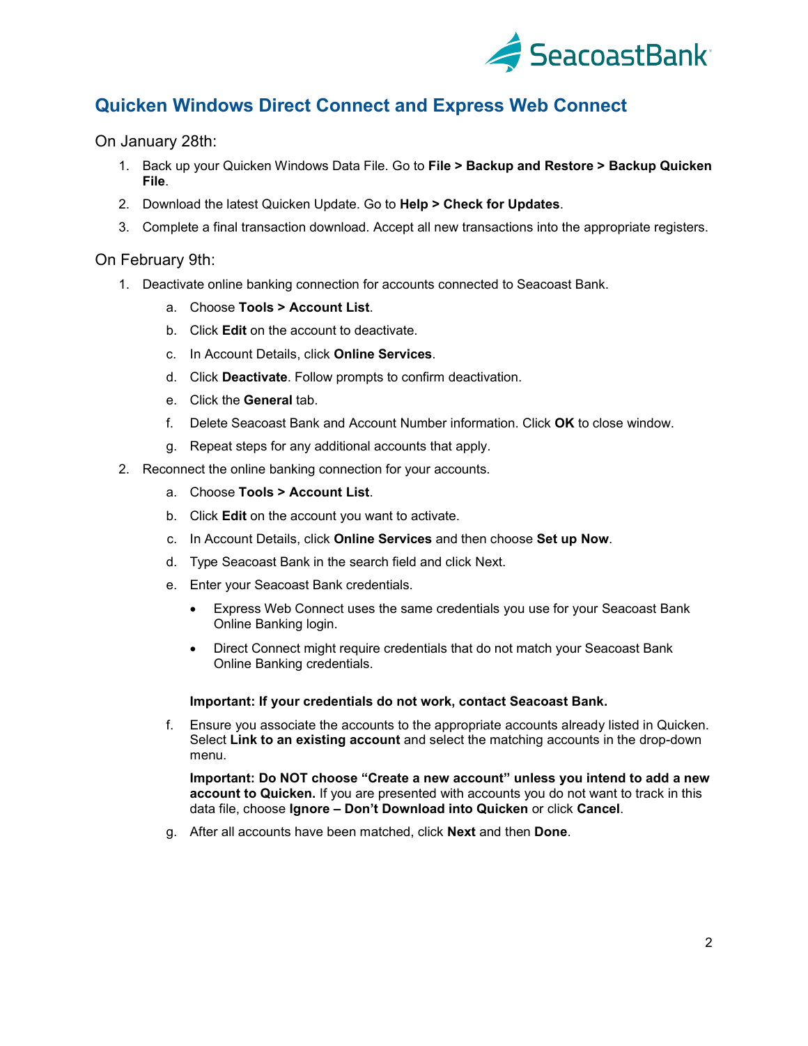## Quicken Windows Direct Connect and Express Web Connect

On January 28th:

1. Back up your Quicken Windows Data File. Go to **File > Backup and Restore > Backup Quicken File**.
2. Download the latest Quicken Update. Go to **Help > Check for Updates**.
3. Complete a final transaction download. Accept all new transactions into the appropriate registers.

On February 9th:

1. Deactivate online banking connection for accounts connected to Seacoast Bank.
   a. Choose **Tools > Account List**.
   b. Click **Edit** on the account to deactivate.
   c. In Account Details, click **Online Services**.
   d. Click **Deactivate**. Follow prompts to confirm deactivation.
   e. Click the **General** tab.
   f. Delete Seacoast Bank and Account Number information. Click **OK** to close window.
   g. Repeat steps for any additional accounts that apply.
2. Reconnect the online banking connection for your accounts.
   a. Choose **Tools > Account List**.
   b. Click **Edit** on the account you want to activate.
   c. In Account Details, click **Online Services** and then choose **Set up Now**.
   d. Type Seacoast Bank in the search field and click Next.
   e. Enter your Seacoast Bank credentials.
      - Express Web Connect uses the same credentials you use for your Seacoast Bank Online Banking login.
      - Direct Connect might require credentials that do not match your Seacoast Bank Online Banking credentials.

      **Important: If your credentials do not work, contact Seacoast Bank.**
   f. Ensure you associate the accounts to the appropriate accounts already listed in Quicken. Select **Link to an existing account** and select the matching accounts in the drop-down menu.

      **Important: Do NOT choose "Create a new account" unless you intend to add a new account to Quicken.** If you are presented with accounts you do not want to track in this data file, choose **Ignore – Don't Download into Quicken** or click **Cancel**.
   g. After all accounts have been matched, click **Next** and then **Done**.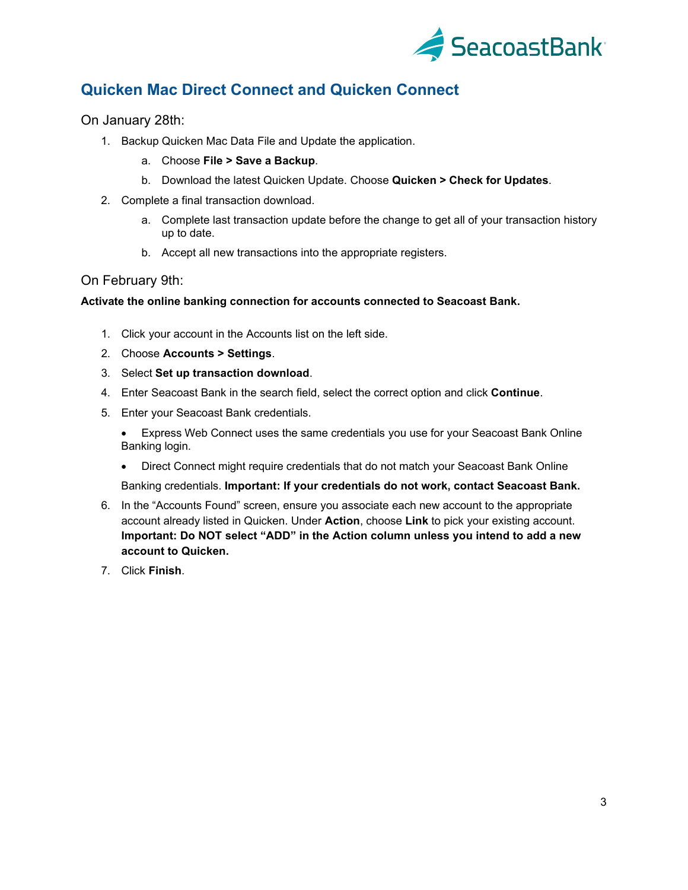## Quicken Mac Direct Connect and Quicken Connect

### On January 28th:

1. Backup Quicken Mac Data File and Update the application.
    a. Choose **File > Save a Backup**.
    b. Download the latest Quicken Update. Choose **Quicken > Check for Updates**.
2. Complete a final transaction download.
    a. Complete last transaction update before the change to get all of your transaction history up to date.
    b. Accept all new transactions into the appropriate registers.

### On February 9th:

**Activate the online banking connection for accounts connected to Seacoast Bank.**

1. Click your account in the Accounts list on the left side.
2. Choose **Accounts > Settings**.
3. Select **Set up transaction download**.
4. Enter Seacoast Bank in the search field, select the correct option and click **Continue**.
5. Enter your Seacoast Bank credentials.
    - Express Web Connect uses the same credentials you use for your Seacoast Bank Online Banking login.
    - Direct Connect might require credentials that do not match your Seacoast Bank Online Banking credentials. **Important: If your credentials do not work, contact Seacoast Bank.**
6. In the "Accounts Found" screen, ensure you associate each new account to the appropriate account already listed in Quicken. Under **Action**, choose **Link** to pick your existing account. **Important: Do NOT select "ADD" in the Action column unless you intend to add a new account to Quicken.**
7. Click **Finish**.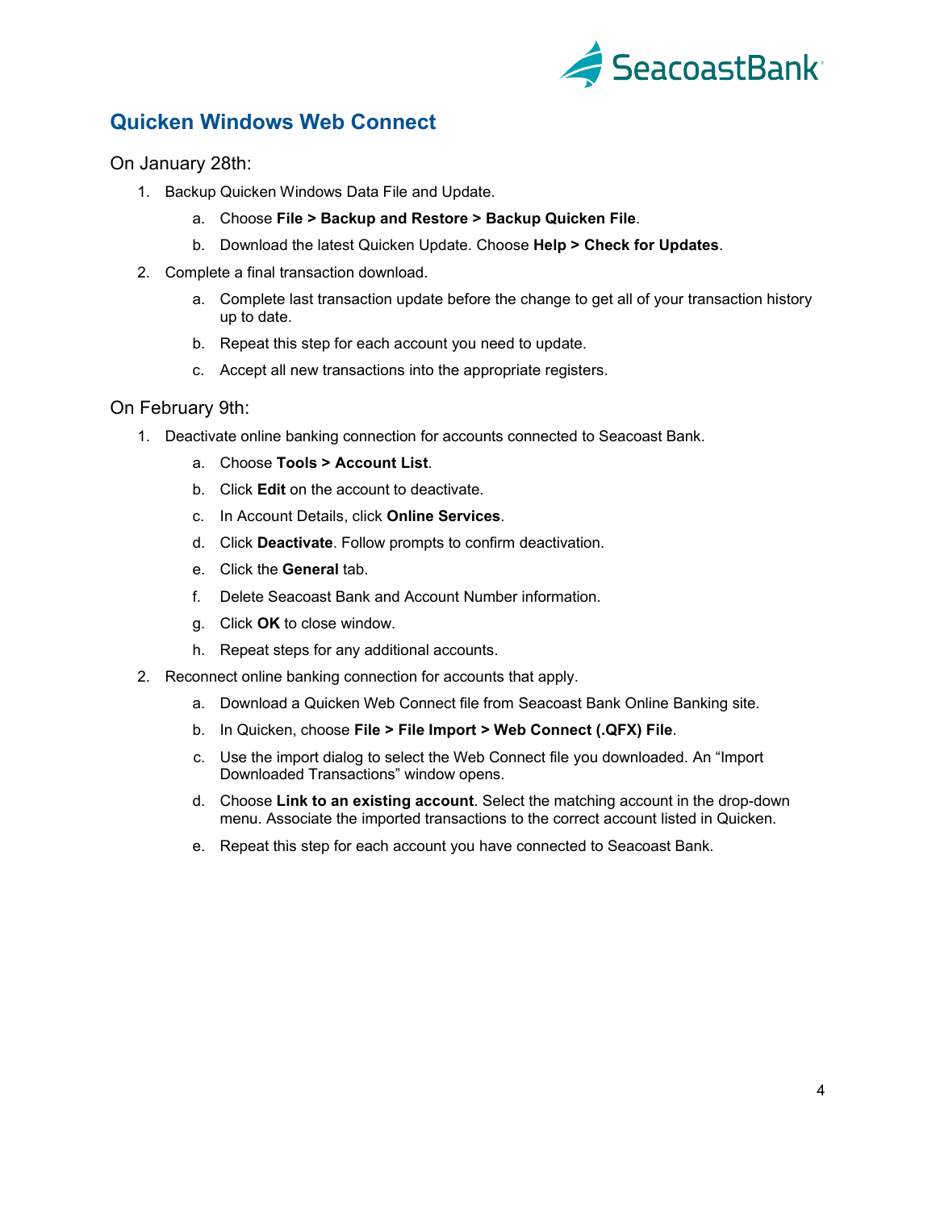## Quicken Windows Web Connect

On January 28th:

1. Backup Quicken Windows Data File and Update.
    a. Choose **File > Backup and Restore > Backup Quicken File**.
    b. Download the latest Quicken Update. Choose **Help > Check for Updates**.
2. Complete a final transaction download.
    a. Complete last transaction update before the change to get all of your transaction history up to date.
    b. Repeat this step for each account you need to update.
    c. Accept all new transactions into the appropriate registers.

On February 9th:

1. Deactivate online banking connection for accounts connected to Seacoast Bank.
    a. Choose **Tools > Account List**.
    b. Click **Edit** on the account to deactivate.
    c. In Account Details, click **Online Services**.
    d. Click **Deactivate**. Follow prompts to confirm deactivation.
    e. Click the **General** tab.
    f. Delete Seacoast Bank and Account Number information.
    g. Click **OK** to close window.
    h. Repeat steps for any additional accounts.
2. Reconnect online banking connection for accounts that apply.
    a. Download a Quicken Web Connect file from Seacoast Bank Online Banking site.
    b. In Quicken, choose **File > File Import > Web Connect (.QFX) File**.
    c. Use the import dialog to select the Web Connect file you downloaded. An “Import Downloaded Transactions” window opens.
    d. Choose **Link to an existing account**. Select the matching account in the drop-down menu. Associate the imported transactions to the correct account listed in Quicken.
    e. Repeat this step for each account you have connected to Seacoast Bank.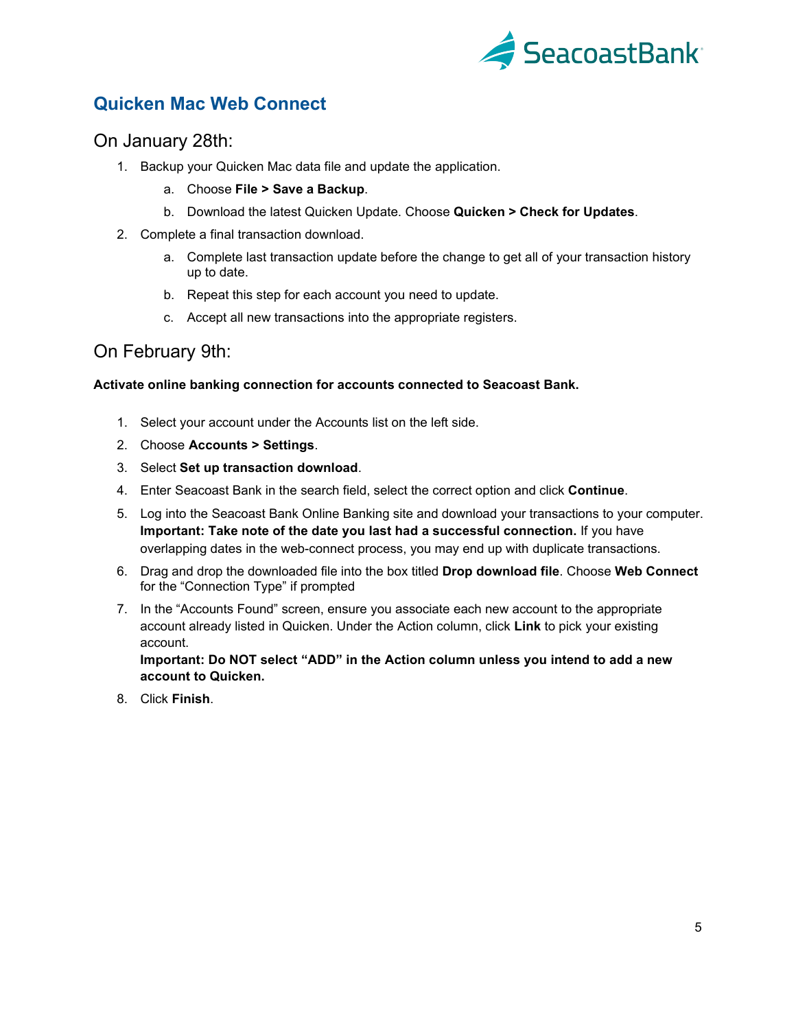## Quicken Mac Web Connect

### On January 28th:

1. Backup your Quicken Mac data file and update the application.
    a. Choose **File > Save a Backup**.
    b. Download the latest Quicken Update. Choose **Quicken > Check for Updates**.
2. Complete a final transaction download.
    a. Complete last transaction update before the change to get all of your transaction history up to date.
    b. Repeat this step for each account you need to update.
    c. Accept all new transactions into the appropriate registers.

### On February 9th:

**Activate online banking connection for accounts connected to Seacoast Bank.**

1. Select your account under the Accounts list on the left side.
2. Choose **Accounts > Settings**.
3. Select **Set up transaction download**.
4. Enter Seacoast Bank in the search field, select the correct option and click **Continue**.
5. Log into the Seacoast Bank Online Banking site and download your transactions to your computer. **Important: Take note of the date you last had a successful connection.** If you have overlapping dates in the web-connect process, you may end up with duplicate transactions.
6. Drag and drop the downloaded file into the box titled **Drop download file**. Choose **Web Connect** for the "Connection Type" if prompted
7. In the "Accounts Found" screen, ensure you associate each new account to the appropriate account already listed in Quicken. Under the Action column, click **Link** to pick your existing account.
   **Important: Do NOT select "ADD" in the Action column unless you intend to add a new account to Quicken.**
8. Click **Finish**.